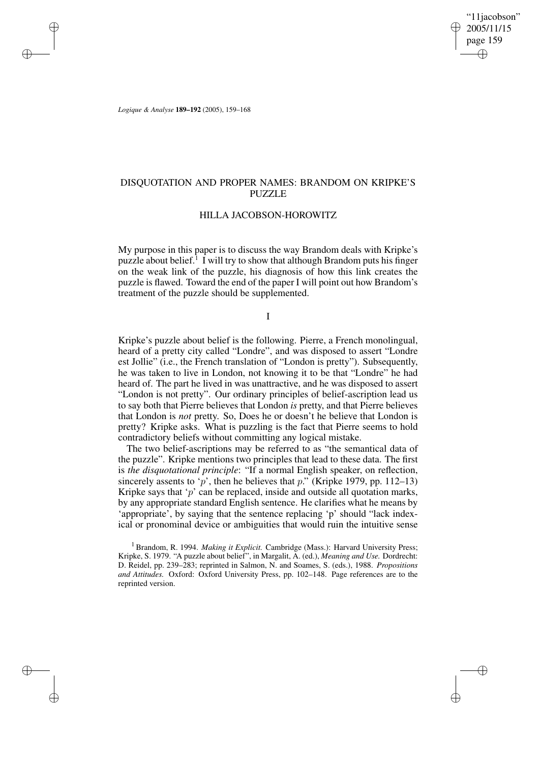# DISQUOTATION AND PROPER NAMES: BRANDOM ON KRIPKE'S PUZZLE

## HILLA JACOBSON-HOROWITZ

My purpose in this paper is to discuss the way Brandom deals with Kripke's puzzle about belief.[1] I will try to show that although Brandom puts his finger on the weak link of the puzzle, his diagnosis of how this link creates the puzzle is flawed. Toward the end of the paper I will point out how Brandom's treatment of the puzzle should be supplemented.

## I

Kripke's puzzle about belief is the following. Pierre, a French monolingual, heard of a pretty city called "Londre", and was disposed to assert "Londre est Jollie" (i.e., the French translation of "London is pretty"). Subsequently, he was taken to live in London, not knowing it to be that "Londre" he had heard of. The part he lived in was unattractive, and he was disposed to assert "London is not pretty". Our ordinary principles of belief-ascription lead us to say both that Pierre believes that London *is* pretty, and that Pierre believes that London is *not* pretty. So, Does he or doesn't he believe that London is pretty? Kripke asks. What is puzzling is the fact that Pierre seems to hold contradictory beliefs without committing any logical mistake.

The two belief-ascriptions may be referred to as "the semantical data of the puzzle". Kripke mentions two principles that lead to these data. The first is *the disquotational principle*: "If a normal English speaker, on reflection, sincerely assents to '$p$', then he believes that $p$." (Kripke 1979, pp. 112–13) Kripke says that '$p$' can be replaced, inside and outside all quotation marks, by any appropriate standard English sentence. He clarifies what he means by 'appropriate', by saying that the sentence replacing 'p' should "lack indexical or pronominal device or ambiguities that would ruin the intuitive sense

[1] Brandom, R. 1994. *Making it Explicit.* Cambridge (Mass.): Harvard University Press; Kripke, S. 1979. "A puzzle about belief", in Margalit, A. (ed.), *Meaning and Use.* Dordrecht: D. Reidel, pp. 239–283; reprinted in Salmon, N. and Soames, S. (eds.), 1988. *Propositions and Attitudes.* Oxford: Oxford University Press, pp. 102–148. Page references are to the reprinted version.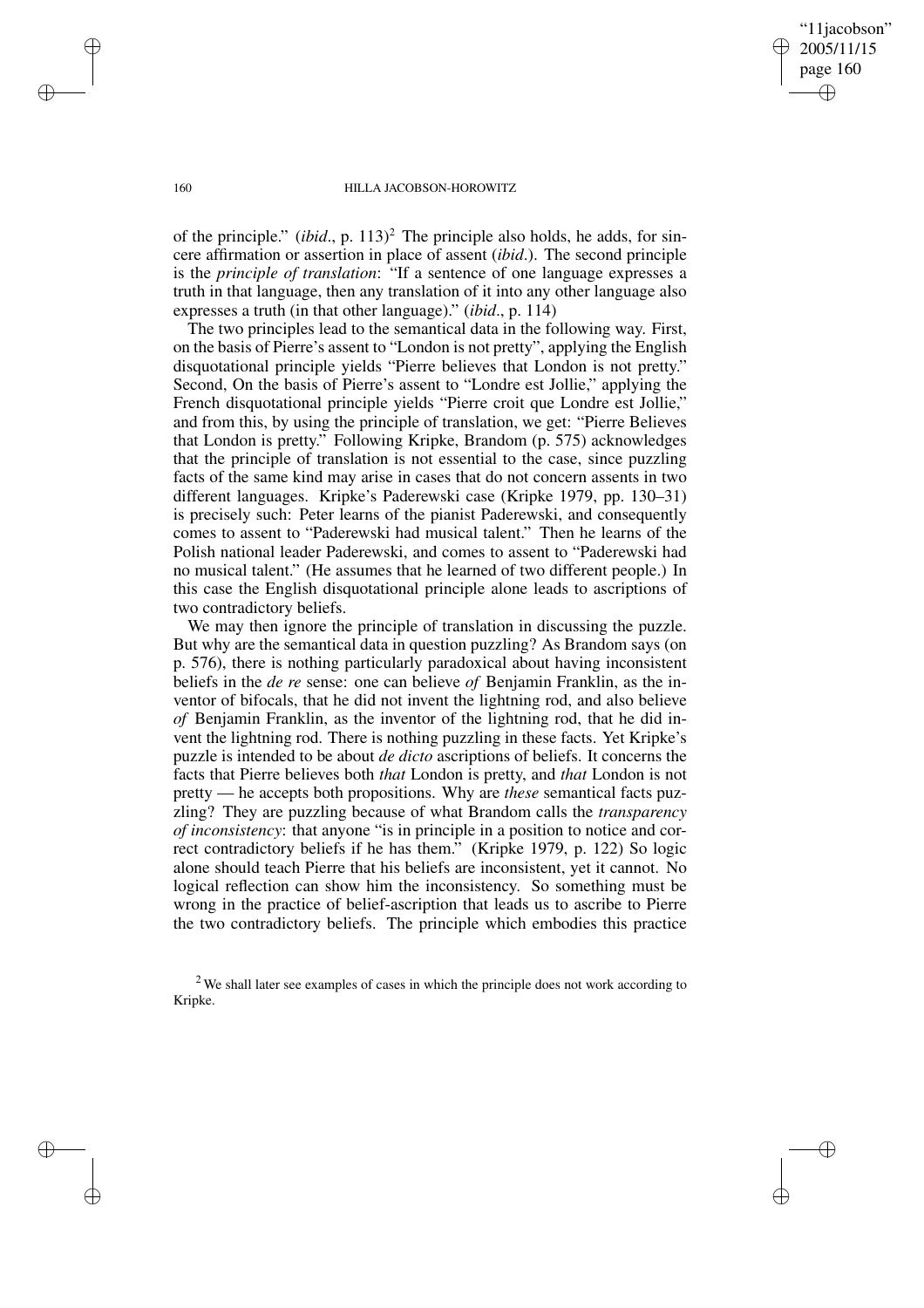of the principle." (*ibid*., p. 113)[2] The principle also holds, he adds, for sincere affirmation or assertion in place of assent (*ibid*.). The second principle is the *principle of translation*: "If a sentence of one language expresses a truth in that language, then any translation of it into any other language also expresses a truth (in that other language)." (*ibid*., p. 114)

The two principles lead to the semantical data in the following way. First, on the basis of Pierre's assent to "London is not pretty", applying the English disquotational principle yields "Pierre believes that London is not pretty." Second, On the basis of Pierre's assent to "Londre est Jollie," applying the French disquotational principle yields "Pierre croit que Londre est Jollie," and from this, by using the principle of translation, we get: "Pierre Believes that London is pretty." Following Kripke, Brandom (p. 575) acknowledges that the principle of translation is not essential to the case, since puzzling facts of the same kind may arise in cases that do not concern assents in two different languages. Kripke's Paderewski case (Kripke 1979, pp. 130–31) is precisely such: Peter learns of the pianist Paderewski, and consequently comes to assent to "Paderewski had musical talent." Then he learns of the Polish national leader Paderewski, and comes to assent to "Paderewski had no musical talent." (He assumes that he learned of two different people.) In this case the English disquotational principle alone leads to ascriptions of two contradictory beliefs.

We may then ignore the principle of translation in discussing the puzzle. But why are the semantical data in question puzzling? As Brandom says (on p. 576), there is nothing particularly paradoxical about having inconsistent beliefs in the *de re* sense: one can believe *of* Benjamin Franklin, as the inventor of bifocals, that he did not invent the lightning rod, and also believe *of* Benjamin Franklin, as the inventor of the lightning rod, that he did invent the lightning rod. There is nothing puzzling in these facts. Yet Kripke's puzzle is intended to be about *de dicto* ascriptions of beliefs. It concerns the facts that Pierre believes both *that* London is pretty, and *that* London is not pretty — he accepts both propositions. Why are *these* semantical facts puzzling? They are puzzling because of what Brandom calls the *transparency of inconsistency*: that anyone "is in principle in a position to notice and correct contradictory beliefs if he has them." (Kripke 1979, p. 122) So logic alone should teach Pierre that his beliefs are inconsistent, yet it cannot. No logical reflection can show him the inconsistency. So something must be wrong in the practice of belief-ascription that leads us to ascribe to Pierre the two contradictory beliefs. The principle which embodies this practice

[2] We shall later see examples of cases in which the principle does not work according to Kripke.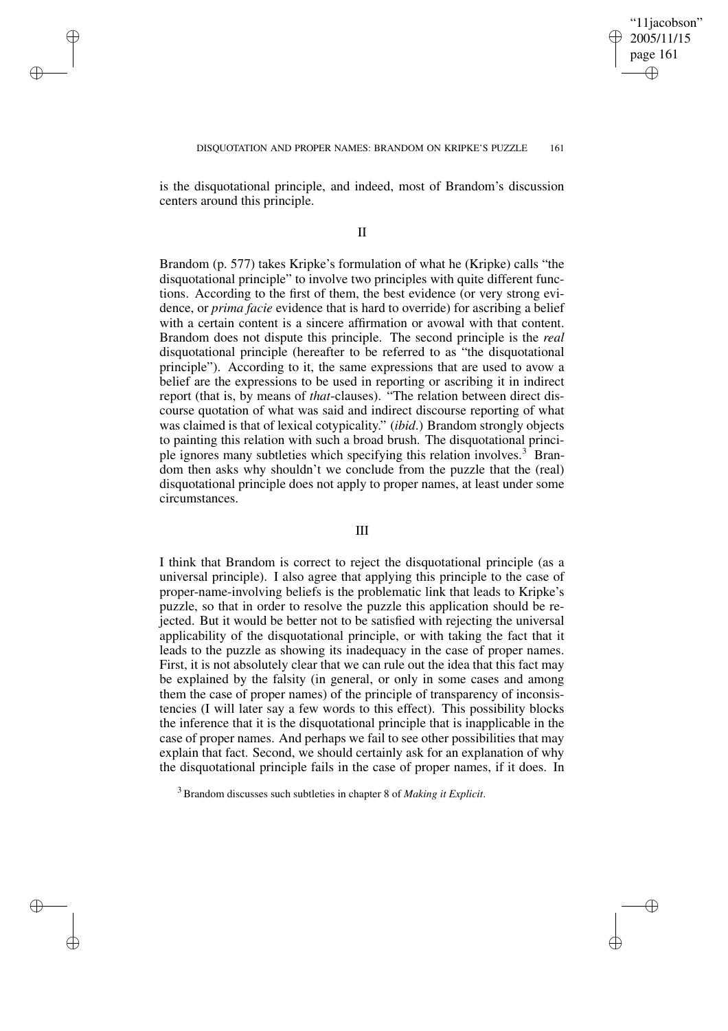is the disquotational principle, and indeed, most of Brandom's discussion centers around this principle.

## II

Brandom (p. 577) takes Kripke's formulation of what he (Kripke) calls "the disquotational principle" to involve two principles with quite different functions. According to the first of them, the best evidence (or very strong evidence, or *prima facie* evidence that is hard to override) for ascribing a belief with a certain content is a sincere affirmation or avowal with that content. Brandom does not dispute this principle. The second principle is the *real* disquotational principle (hereafter to be referred to as "the disquotational principle"). According to it, the same expressions that are used to avow a belief are the expressions to be used in reporting or ascribing it in indirect report (that is, by means of *that*-clauses). "The relation between direct discourse quotation of what was said and indirect discourse reporting of what was claimed is that of lexical cotypicality." (*ibid*.) Brandom strongly objects to painting this relation with such a broad brush. The disquotational principle ignores many subtleties which specifying this relation involves.[3] Brandom then asks why shouldn't we conclude from the puzzle that the (real) disquotational principle does not apply to proper names, at least under some circumstances.

## III

I think that Brandom is correct to reject the disquotational principle (as a universal principle). I also agree that applying this principle to the case of proper-name-involving beliefs is the problematic link that leads to Kripke's puzzle, so that in order to resolve the puzzle this application should be rejected. But it would be better not to be satisfied with rejecting the universal applicability of the disquotational principle, or with taking the fact that it leads to the puzzle as showing its inadequacy in the case of proper names. First, it is not absolutely clear that we can rule out the idea that this fact may be explained by the falsity (in general, or only in some cases and among them the case of proper names) of the principle of transparency of inconsistencies (I will later say a few words to this effect). This possibility blocks the inference that it is the disquotational principle that is inapplicable in the case of proper names. And perhaps we fail to see other possibilities that may explain that fact. Second, we should certainly ask for an explanation of why the disquotational principle fails in the case of proper names, if it does. In

[3] Brandom discusses such subtleties in chapter 8 of *Making it Explicit*.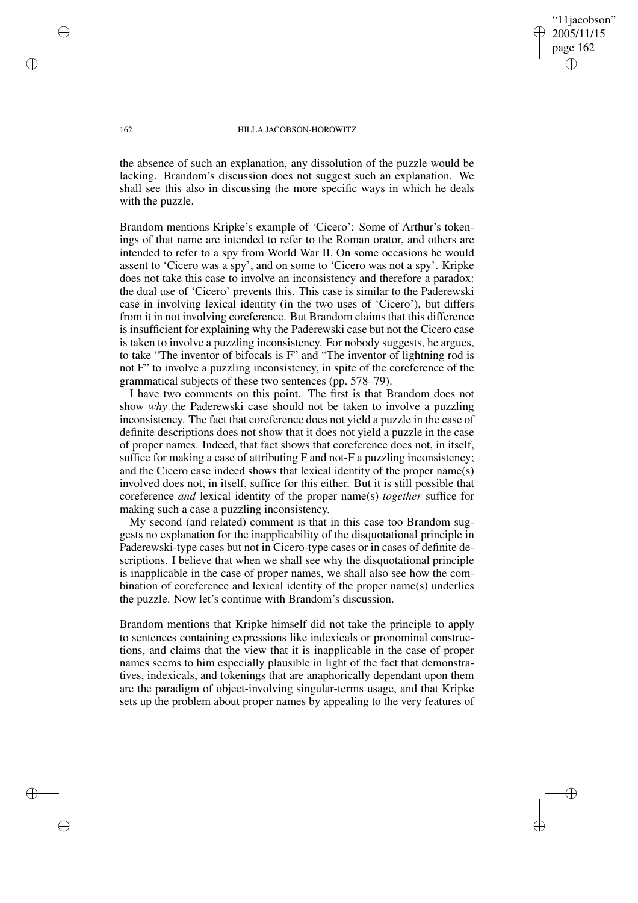the absence of such an explanation, any dissolution of the puzzle would be lacking. Brandom's discussion does not suggest such an explanation. We shall see this also in discussing the more specific ways in which he deals with the puzzle.

Brandom mentions Kripke's example of 'Cicero': Some of Arthur's tokenings of that name are intended to refer to the Roman orator, and others are intended to refer to a spy from World War II. On some occasions he would assent to 'Cicero was a spy', and on some to 'Cicero was not a spy'. Kripke does not take this case to involve an inconsistency and therefore a paradox: the dual use of 'Cicero' prevents this. This case is similar to the Paderewski case in involving lexical identity (in the two uses of 'Cicero'), but differs from it in not involving coreference. But Brandom claims that this difference is insufficient for explaining why the Paderewski case but not the Cicero case is taken to involve a puzzling inconsistency. For nobody suggests, he argues, to take "The inventor of bifocals is F" and "The inventor of lightning rod is not F" to involve a puzzling inconsistency, in spite of the coreference of the grammatical subjects of these two sentences (pp. 578–79).

I have two comments on this point. The first is that Brandom does not show *why* the Paderewski case should not be taken to involve a puzzling inconsistency. The fact that coreference does not yield a puzzle in the case of definite descriptions does not show that it does not yield a puzzle in the case of proper names. Indeed, that fact shows that coreference does not, in itself, suffice for making a case of attributing F and not-F a puzzling inconsistency; and the Cicero case indeed shows that lexical identity of the proper name(s) involved does not, in itself, suffice for this either. But it is still possible that coreference *and* lexical identity of the proper name(s) *together* suffice for making such a case a puzzling inconsistency.

My second (and related) comment is that in this case too Brandom suggests no explanation for the inapplicability of the disquotational principle in Paderewski-type cases but not in Cicero-type cases or in cases of definite descriptions. I believe that when we shall see why the disquotational principle is inapplicable in the case of proper names, we shall also see how the combination of coreference and lexical identity of the proper name(s) underlies the puzzle. Now let's continue with Brandom's discussion.

Brandom mentions that Kripke himself did not take the principle to apply to sentences containing expressions like indexicals or pronominal constructions, and claims that the view that it is inapplicable in the case of proper names seems to him especially plausible in light of the fact that demonstratives, indexicals, and tokenings that are anaphorically dependant upon them are the paradigm of object-involving singular-terms usage, and that Kripke sets up the problem about proper names by appealing to the very features of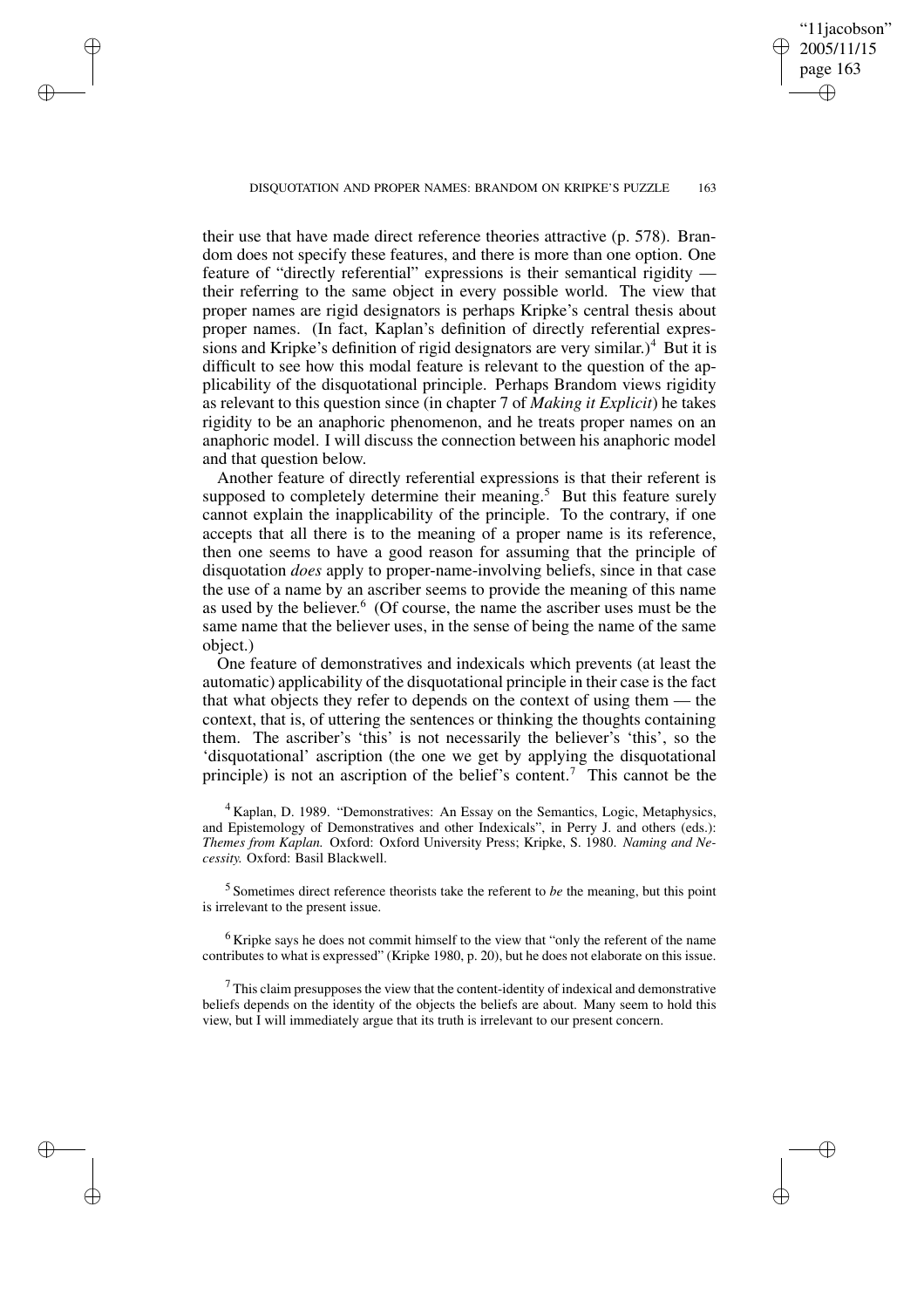their use that have made direct reference theories attractive (p. 578). Brandom does not specify these features, and there is more than one option. One feature of "directly referential" expressions is their semantical rigidity — their referring to the same object in every possible world. The view that proper names are rigid designators is perhaps Kripke's central thesis about proper names. (In fact, Kaplan's definition of directly referential expressions and Kripke's definition of rigid designators are very similar.)[4] But it is difficult to see how this modal feature is relevant to the question of the applicability of the disquotational principle. Perhaps Brandom views rigidity as relevant to this question since (in chapter 7 of *Making it Explicit*) he takes rigidity to be an anaphoric phenomenon, and he treats proper names on an anaphoric model. I will discuss the connection between his anaphoric model and that question below.

Another feature of directly referential expressions is that their referent is supposed to completely determine their meaning.[5] But this feature surely cannot explain the inapplicability of the principle. To the contrary, if one accepts that all there is to the meaning of a proper name is its reference, then one seems to have a good reason for assuming that the principle of disquotation *does* apply to proper-name-involving beliefs, since in that case the use of a name by an ascriber seems to provide the meaning of this name as used by the believer.[6] (Of course, the name the ascriber uses must be the same name that the believer uses, in the sense of being the name of the same object.)

One feature of demonstratives and indexicals which prevents (at least the automatic) applicability of the disquotational principle in their case is the fact that what objects they refer to depends on the context of using them — the context, that is, of uttering the sentences or thinking the thoughts containing them. The ascriber's 'this' is not necessarily the believer's 'this', so the 'disquotational' ascription (the one we get by applying the disquotational principle) is not an ascription of the belief's content.[7] This cannot be the

[4] Kaplan, D. 1989. "Demonstratives: An Essay on the Semantics, Logic, Metaphysics, and Epistemology of Demonstratives and other Indexicals", in Perry J. and others (eds.): *Themes from Kaplan.* Oxford: Oxford University Press; Kripke, S. 1980. *Naming and Necessity.* Oxford: Basil Blackwell.

[5] Sometimes direct reference theorists take the referent to *be* the meaning, but this point is irrelevant to the present issue.

[6] Kripke says he does not commit himself to the view that "only the referent of the name contributes to what is expressed" (Kripke 1980, p. 20), but he does not elaborate on this issue.

[7] This claim presupposes the view that the content-identity of indexical and demonstrative beliefs depends on the identity of the objects the beliefs are about. Many seem to hold this view, but I will immediately argue that its truth is irrelevant to our present concern.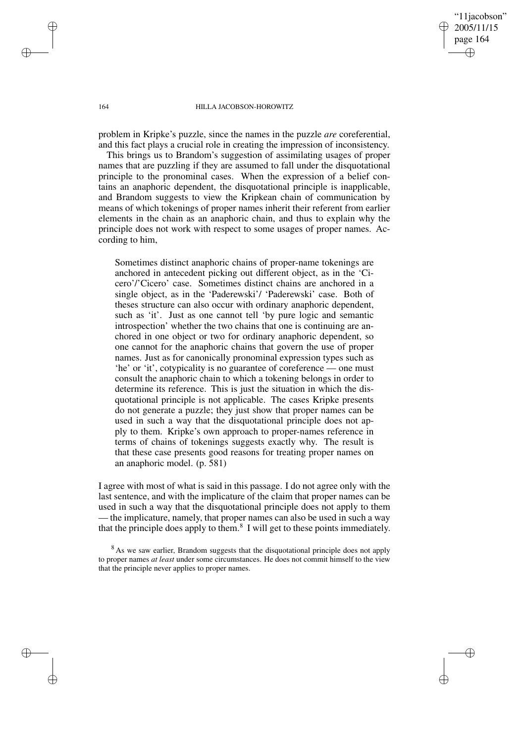problem in Kripke's puzzle, since the names in the puzzle *are* coreferential, and this fact plays a crucial role in creating the impression of inconsistency.

This brings us to Brandom's suggestion of assimilating usages of proper names that are puzzling if they are assumed to fall under the disquotational principle to the pronominal cases. When the expression of a belief contains an anaphoric dependent, the disquotational principle is inapplicable, and Brandom suggests to view the Kripkean chain of communication by means of which tokenings of proper names inherit their referent from earlier elements in the chain as an anaphoric chain, and thus to explain why the principle does not work with respect to some usages of proper names. According to him,

> Sometimes distinct anaphoric chains of proper-name tokenings are anchored in antecedent picking out different object, as in the 'Cicero'/'Cicero' case. Sometimes distinct chains are anchored in a single object, as in the 'Paderewski'/ 'Paderewski' case. Both of theses structure can also occur with ordinary anaphoric dependent, such as 'it'. Just as one cannot tell 'by pure logic and semantic introspection' whether the two chains that one is continuing are anchored in one object or two for ordinary anaphoric dependent, so one cannot for the anaphoric chains that govern the use of proper names. Just as for canonically pronominal expression types such as 'he' or 'it', cotypicality is no guarantee of coreference — one must consult the anaphoric chain to which a tokening belongs in order to determine its reference. This is just the situation in which the disquotational principle is not applicable. The cases Kripke presents do not generate a puzzle; they just show that proper names can be used in such a way that the disquotational principle does not apply to them. Kripke's own approach to proper-names reference in terms of chains of tokenings suggests exactly why. The result is that these case presents good reasons for treating proper names on an anaphoric model. (p. 581)

I agree with most of what is said in this passage. I do not agree only with the last sentence, and with the implicature of the claim that proper names can be used in such a way that the disquotational principle does not apply to them — the implicature, namely, that proper names can also be used in such a way that the principle does apply to them.[8] I will get to these points immediately.

[8] As we saw earlier, Brandom suggests that the disquotational principle does not apply to proper names *at least* under some circumstances. He does not commit himself to the view that the principle never applies to proper names.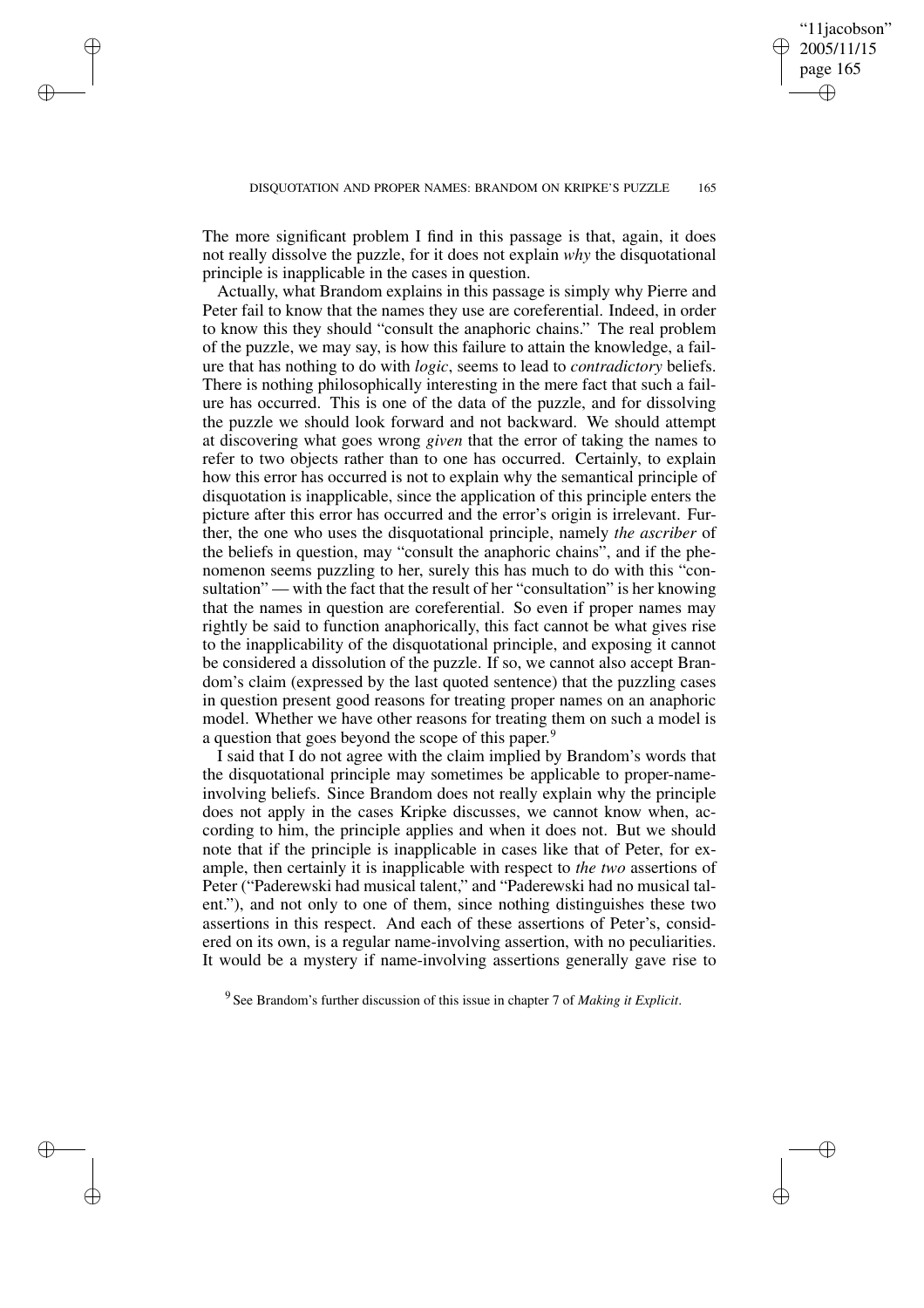The more significant problem I find in this passage is that, again, it does not really dissolve the puzzle, for it does not explain *why* the disquotational principle is inapplicable in the cases in question.

Actually, what Brandom explains in this passage is simply why Pierre and Peter fail to know that the names they use are coreferential. Indeed, in order to know this they should "consult the anaphoric chains." The real problem of the puzzle, we may say, is how this failure to attain the knowledge, a failure that has nothing to do with *logic*, seems to lead to *contradictory* beliefs. There is nothing philosophically interesting in the mere fact that such a failure has occurred. This is one of the data of the puzzle, and for dissolving the puzzle we should look forward and not backward. We should attempt at discovering what goes wrong *given* that the error of taking the names to refer to two objects rather than to one has occurred. Certainly, to explain how this error has occurred is not to explain why the semantical principle of disquotation is inapplicable, since the application of this principle enters the picture after this error has occurred and the error's origin is irrelevant. Further, the one who uses the disquotational principle, namely *the ascriber* of the beliefs in question, may "consult the anaphoric chains", and if the phenomenon seems puzzling to her, surely this has much to do with this "consultation" — with the fact that the result of her "consultation" is her knowing that the names in question are coreferential. So even if proper names may rightly be said to function anaphorically, this fact cannot be what gives rise to the inapplicability of the disquotational principle, and exposing it cannot be considered a dissolution of the puzzle. If so, we cannot also accept Brandom's claim (expressed by the last quoted sentence) that the puzzling cases in question present good reasons for treating proper names on an anaphoric model. Whether we have other reasons for treating them on such a model is a question that goes beyond the scope of this paper.[9]

I said that I do not agree with the claim implied by Brandom's words that the disquotational principle may sometimes be applicable to proper-name-involving beliefs. Since Brandom does not really explain why the principle does not apply in the cases Kripke discusses, we cannot know when, according to him, the principle applies and when it does not. But we should note that if the principle is inapplicable in cases like that of Peter, for example, then certainly it is inapplicable with respect to *the two* assertions of Peter ("Paderewski had musical talent," and "Paderewski had no musical talent."), and not only to one of them, since nothing distinguishes these two assertions in this respect. And each of these assertions of Peter's, considered on its own, is a regular name-involving assertion, with no peculiarities. It would be a mystery if name-involving assertions generally gave rise to

[9] See Brandom's further discussion of this issue in chapter 7 of *Making it Explicit*.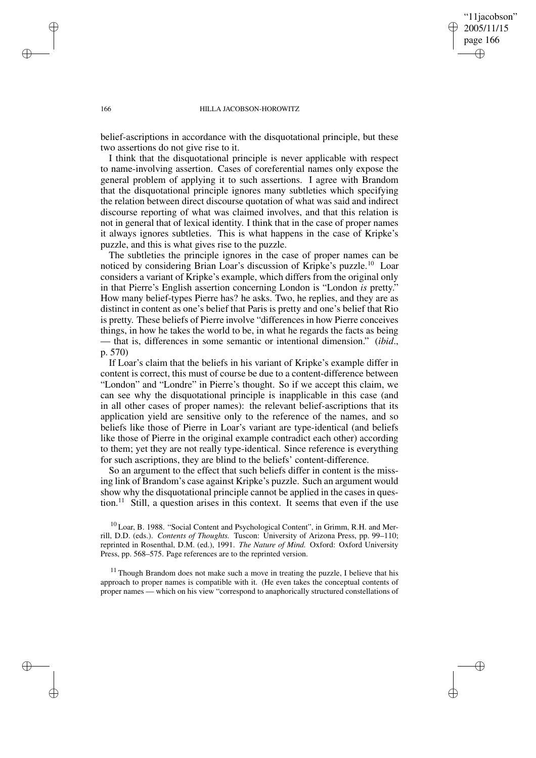belief-ascriptions in accordance with the disquotational principle, but these two assertions do not give rise to it.

I think that the disquotational principle is never applicable with respect to name-involving assertion. Cases of coreferential names only expose the general problem of applying it to such assertions. I agree with Brandom that the disquotational principle ignores many subtleties which specifying the relation between direct discourse quotation of what was said and indirect discourse reporting of what was claimed involves, and that this relation is not in general that of lexical identity. I think that in the case of proper names it always ignores subtleties. This is what happens in the case of Kripke's puzzle, and this is what gives rise to the puzzle.

The subtleties the principle ignores in the case of proper names can be noticed by considering Brian Loar's discussion of Kripke's puzzle.[10] Loar considers a variant of Kripke's example, which differs from the original only in that Pierre's English assertion concerning London is "London *is* pretty." How many belief-types Pierre has? he asks. Two, he replies, and they are as distinct in content as one's belief that Paris is pretty and one's belief that Rio is pretty. These beliefs of Pierre involve "differences in how Pierre conceives things, in how he takes the world to be, in what he regards the facts as being — that is, differences in some semantic or intentional dimension." (*ibid*., p. 570)

If Loar's claim that the beliefs in his variant of Kripke's example differ in content is correct, this must of course be due to a content-difference between "London" and "Londre" in Pierre's thought. So if we accept this claim, we can see why the disquotational principle is inapplicable in this case (and in all other cases of proper names): the relevant belief-ascriptions that its application yield are sensitive only to the reference of the names, and so beliefs like those of Pierre in Loar's variant are type-identical (and beliefs like those of Pierre in the original example contradict each other) according to them; yet they are not really type-identical. Since reference is everything for such ascriptions, they are blind to the beliefs' content-difference.

So an argument to the effect that such beliefs differ in content is the missing link of Brandom's case against Kripke's puzzle. Such an argument would show why the disquotational principle cannot be applied in the cases in question.[11] Still, a question arises in this context. It seems that even if the use

[10] Loar, B. 1988. "Social Content and Psychological Content", in Grimm, R.H. and Merrill, D.D. (eds.). *Contents of Thoughts.* Tuscon: University of Arizona Press, pp. 99–110; reprinted in Rosenthal, D.M. (ed.), 1991. *The Nature of Mind.* Oxford: Oxford University Press, pp. 568–575. Page references are to the reprinted version.

[11] Though Brandom does not make such a move in treating the puzzle, I believe that his approach to proper names is compatible with it. (He even takes the conceptual contents of proper names — which on his view "correspond to anaphorically structured constellations of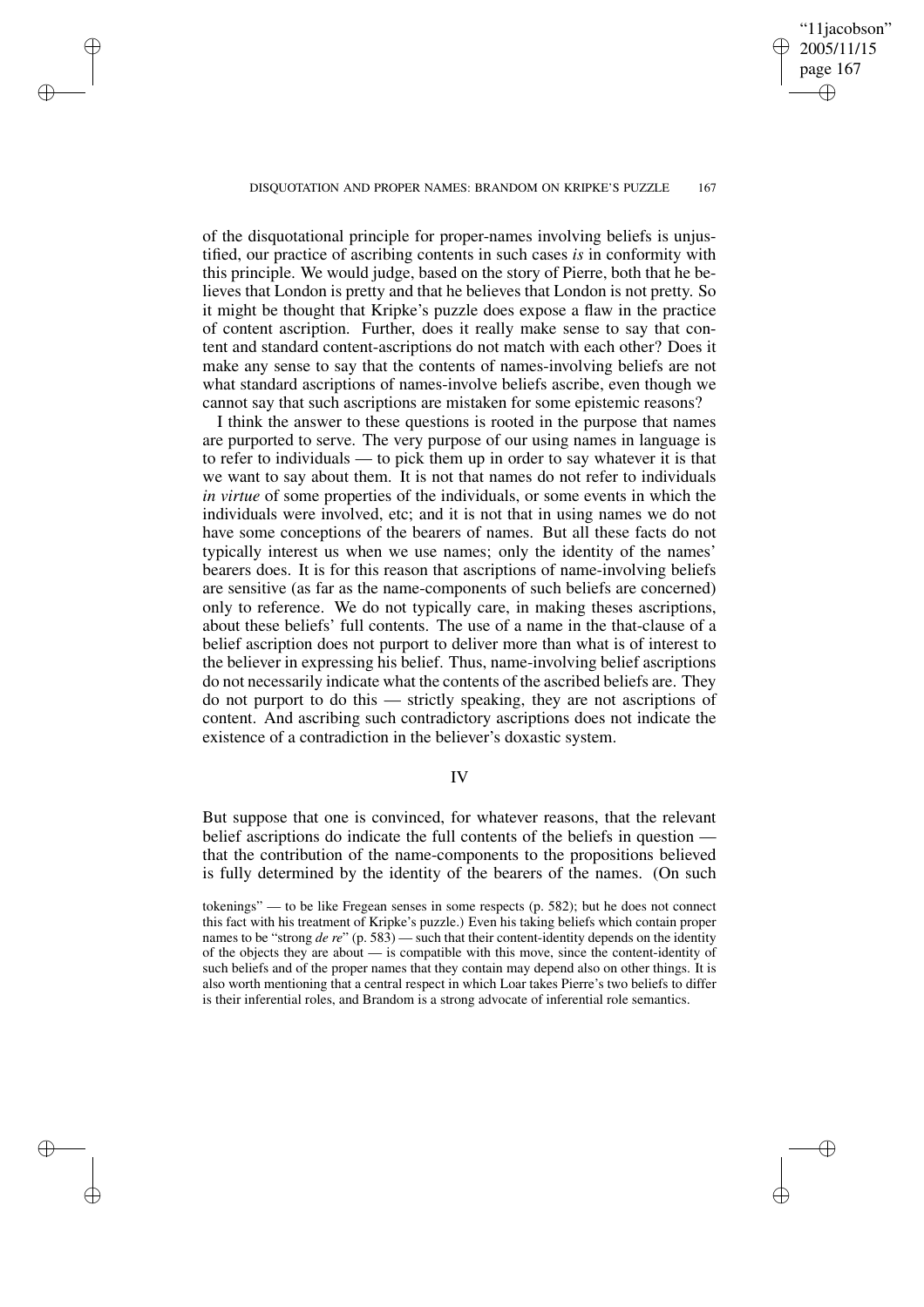of the disquotational principle for proper-names involving beliefs is unjustified, our practice of ascribing contents in such cases *is* in conformity with this principle. We would judge, based on the story of Pierre, both that he believes that London is pretty and that he believes that London is not pretty. So it might be thought that Kripke's puzzle does expose a flaw in the practice of content ascription. Further, does it really make sense to say that content and standard content-ascriptions do not match with each other? Does it make any sense to say that the contents of names-involving beliefs are not what standard ascriptions of names-involve beliefs ascribe, even though we cannot say that such ascriptions are mistaken for some epistemic reasons?

I think the answer to these questions is rooted in the purpose that names are purported to serve. The very purpose of our using names in language is to refer to individuals — to pick them up in order to say whatever it is that we want to say about them. It is not that names do not refer to individuals *in virtue* of some properties of the individuals, or some events in which the individuals were involved, etc; and it is not that in using names we do not have some conceptions of the bearers of names. But all these facts do not typically interest us when we use names; only the identity of the names' bearers does. It is for this reason that ascriptions of name-involving beliefs are sensitive (as far as the name-components of such beliefs are concerned) only to reference. We do not typically care, in making theses ascriptions, about these beliefs' full contents. The use of a name in the that-clause of a belief ascription does not purport to deliver more than what is of interest to the believer in expressing his belief. Thus, name-involving belief ascriptions do not necessarily indicate what the contents of the ascribed beliefs are. They do not purport to do this — strictly speaking, they are not ascriptions of content. And ascribing such contradictory ascriptions does not indicate the existence of a contradiction in the believer's doxastic system.

## IV

But suppose that one is convinced, for whatever reasons, that the relevant belief ascriptions do indicate the full contents of the beliefs in question — that the contribution of the name-components to the propositions believed is fully determined by the identity of the bearers of the names. (On such

tokenings" — to be like Fregean senses in some respects (p. 582); but he does not connect this fact with his treatment of Kripke's puzzle.) Even his taking beliefs which contain proper names to be "strong *de re*" (p. 583) — such that their content-identity depends on the identity of the objects they are about — is compatible with this move, since the content-identity of such beliefs and of the proper names that they contain may depend also on other things. It is also worth mentioning that a central respect in which Loar takes Pierre's two beliefs to differ is their inferential roles, and Brandom is a strong advocate of inferential role semantics.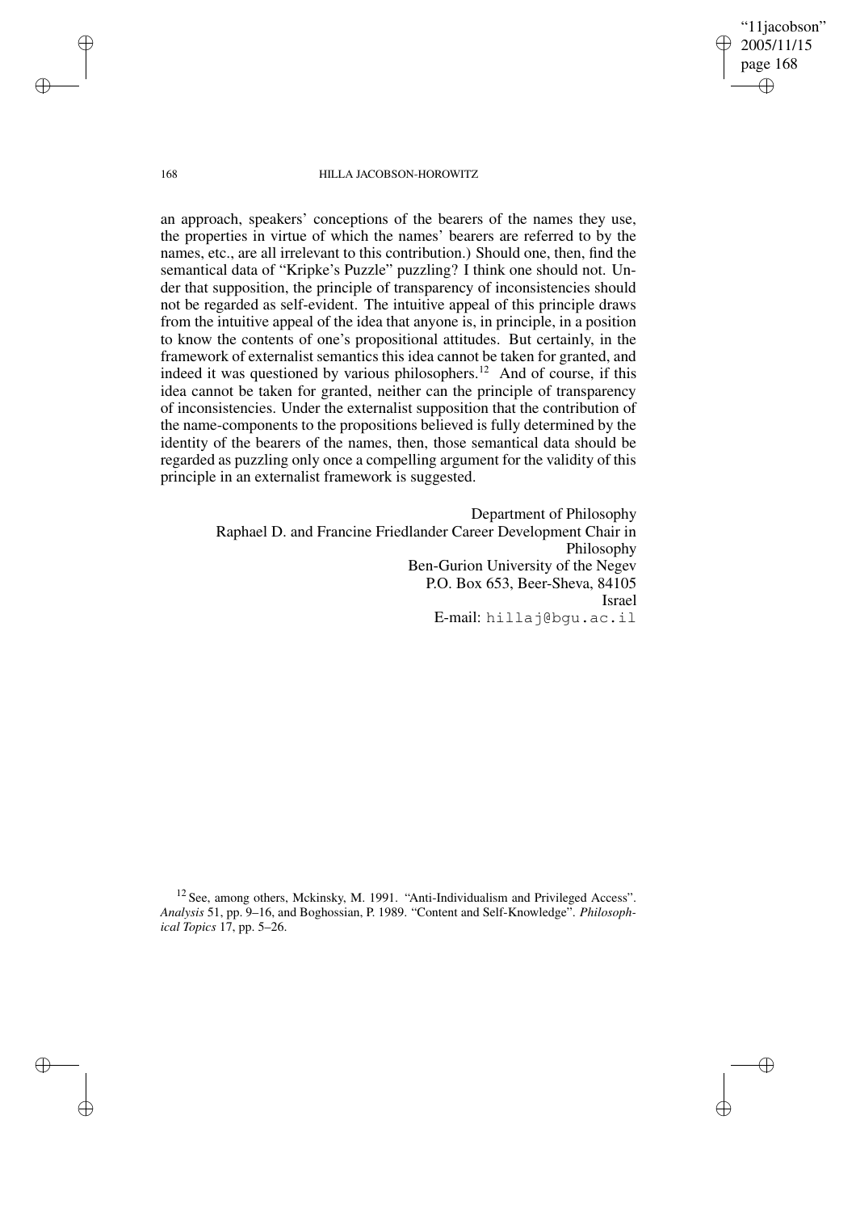an approach, speakers' conceptions of the bearers of the names they use, the properties in virtue of which the names' bearers are referred to by the names, etc., are all irrelevant to this contribution.) Should one, then, find the semantical data of "Kripke's Puzzle" puzzling? I think one should not. Under that supposition, the principle of transparency of inconsistencies should not be regarded as self-evident. The intuitive appeal of this principle draws from the intuitive appeal of the idea that anyone is, in principle, in a position to know the contents of one's propositional attitudes. But certainly, in the framework of externalist semantics this idea cannot be taken for granted, and indeed it was questioned by various philosophers.[12] And of course, if this idea cannot be taken for granted, neither can the principle of transparency of inconsistencies. Under the externalist supposition that the contribution of the name-components to the propositions believed is fully determined by the identity of the bearers of the names, then, those semantical data should be regarded as puzzling only once a compelling argument for the validity of this principle in an externalist framework is suggested.

Department of Philosophy
Raphael D. and Francine Friedlander Career Development Chair in Philosophy
Ben-Gurion University of the Negev
P.O. Box 653, Beer-Sheva, 84105
Israel
E-mail: hillaj@bgu.ac.il

[12] See, among others, Mckinsky, M. 1991. "Anti-Individualism and Privileged Access". *Analysis* 51, pp. 9–16, and Boghossian, P. 1989. "Content and Self-Knowledge". *Philosophical Topics* 17, pp. 5–26.